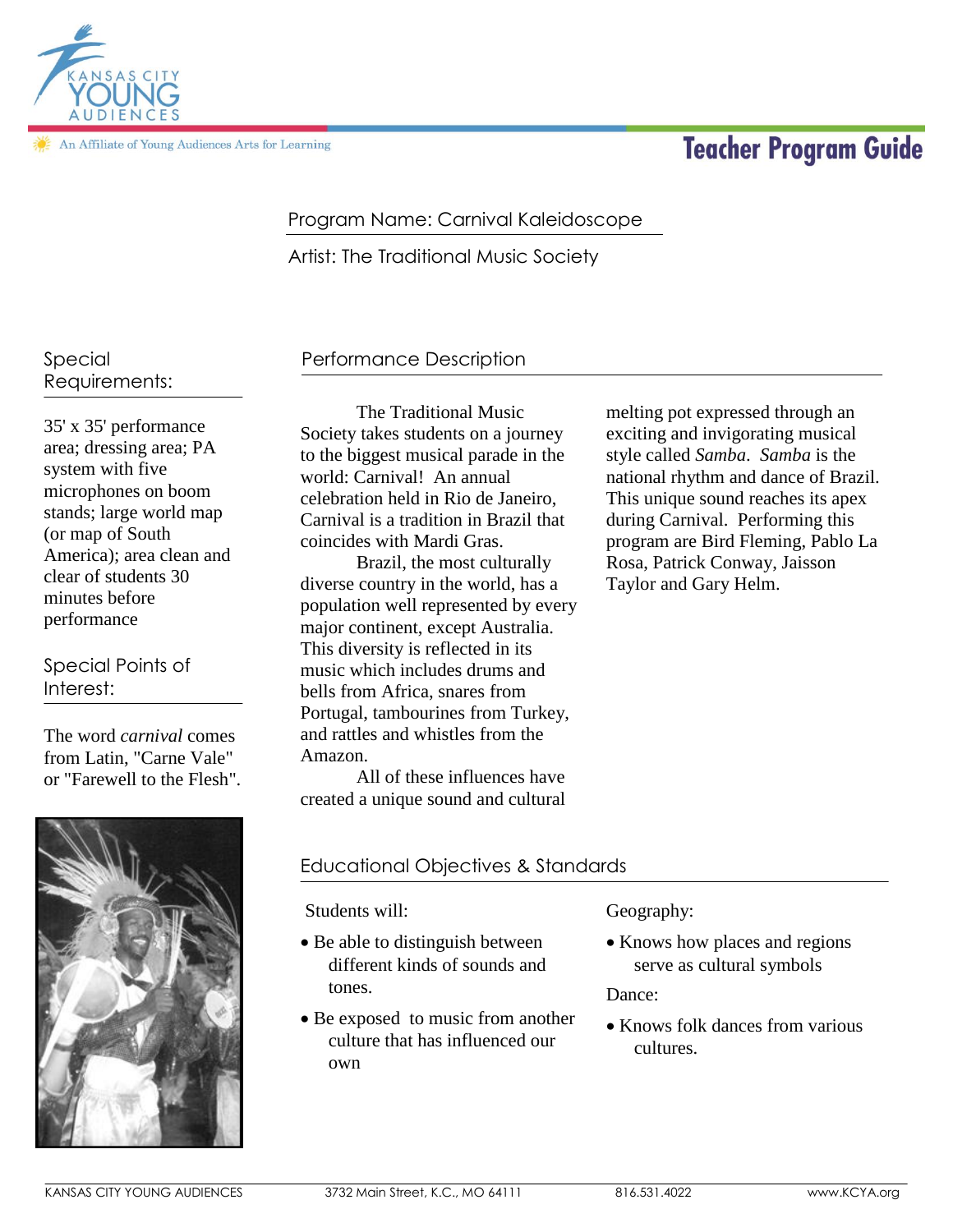Kansas City Young Audiences

An Affiliate of Young Audiences Arts for Learning

# Teacher Program Guide

Program Name: Carnival Kaleidoscope

Artist: The Traditional Music Society

## Special Requirements:

35' x 35' performance area; dressing area; PA system with five microphones on boom stands; large world map (or map of South America); area clean and clear of students 30 minutes before performance

## Special Points of Interest:

The word *carnival* comes from Latin, "Carne Vale" or "Farewell to the Flesh".

## Performance Description

The Traditional Music Society takes students on a journey to the biggest musical parade in the world: Carnival! An annual celebration held in Rio de Janeiro, Carnival is a tradition in Brazil that coincides with Mardi Gras.

Brazil, the most culturally diverse country in the world, has a population well represented by every major continent, except Australia. This diversity is reflected in its music which includes drums and bells from Africa, snares from Portugal, tambourines from Turkey, and rattles and whistles from the Amazon.

All of these influences have created a unique sound and cultural melting pot expressed through an exciting and invigorating musical style called *Samba*. *Samba* is the national rhythm and dance of Brazil. This unique sound reaches its apex during Carnival. Performing this program are Bird Fleming, Pablo La Rosa, Patrick Conway, Jaisson Taylor and Gary Helm.

## Educational Objectives & Standards

Students will:

- Be able to distinguish between different kinds of sounds and tones.
- Be exposed to music from another culture that has influenced our own

Geography:

- Knows how places and regions serve as cultural symbols

Dance:

- Knows folk dances from various cultures.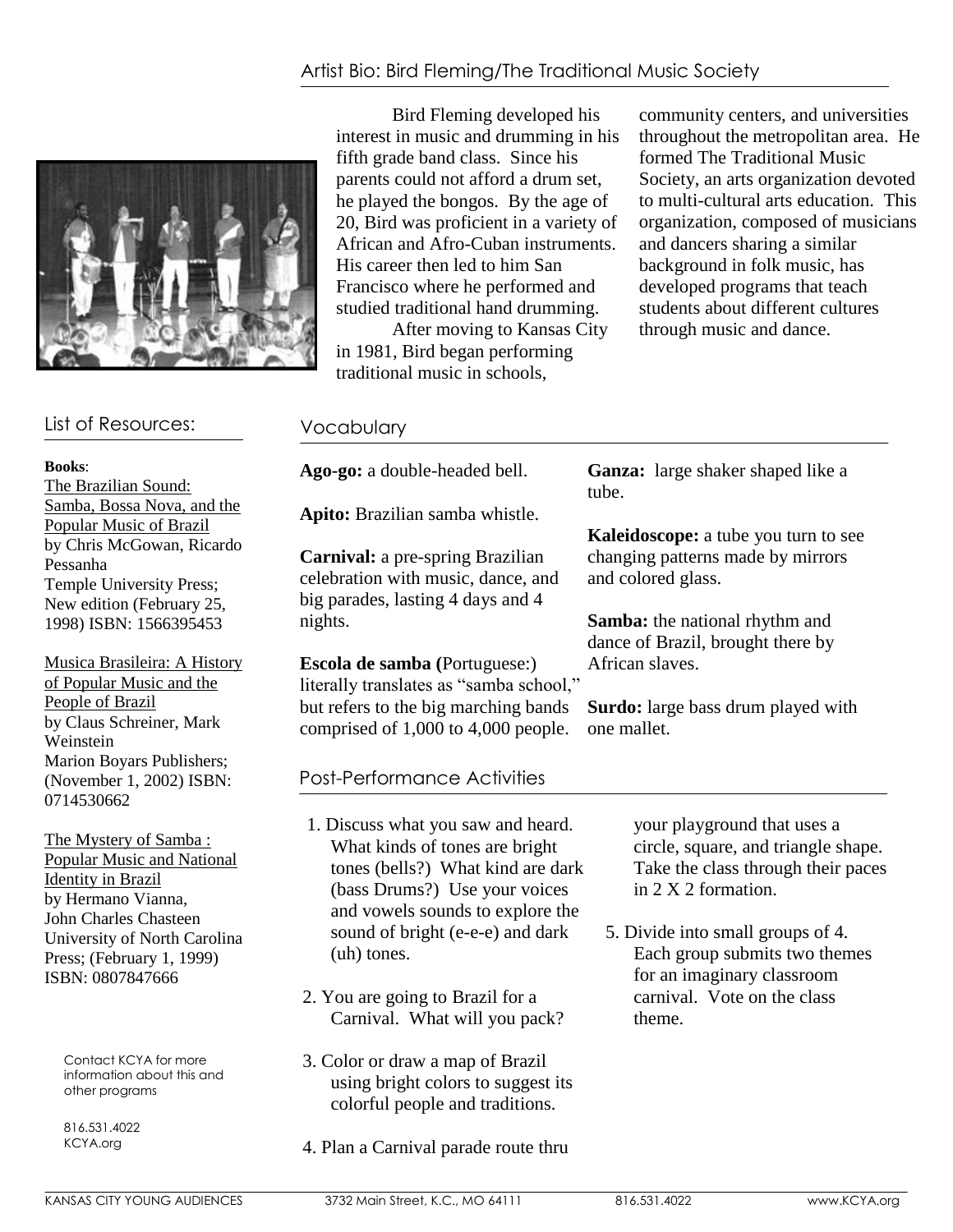## Artist Bio: Bird Fleming/The Traditional Music Society

Bird Fleming developed his interest in music and drumming in his fifth grade band class. Since his parents could not afford a drum set, he played the bongos. By the age of 20, Bird was proficient in a variety of African and Afro-Cuban instruments. His career then led to him San Francisco where he performed and studied traditional hand drumming.

After moving to Kansas City in 1981, Bird began performing traditional music in schools, community centers, and universities throughout the metropolitan area. He formed The Traditional Music Society, an arts organization devoted to multi-cultural arts education. This organization, composed of musicians and dancers sharing a similar background in folk music, has developed programs that teach students about different cultures through music and dance.

## List of Resources:

**Books**:

The Brazilian Sound: Samba, Bossa Nova, and the Popular Music of Brazil
by Chris McGowan, Ricardo Pessanha
Temple University Press; New edition (February 25, 1998) ISBN: 1566395453

Musica Brasileira: A History of Popular Music and the People of Brazil
by Claus Schreiner, Mark Weinstein
Marion Boyars Publishers; (November 1, 2002) ISBN: 0714530662

The Mystery of Samba : Popular Music and National Identity in Brazil
by Hermano Vianna, John Charles Chasteen
University of North Carolina Press; (February 1, 1999) ISBN: 0807847666

Contact KCYA for more information about this and other programs

816.531.4022
KCYA.org

## Vocabulary

**Ago-go:** a double-headed bell.

**Apito:** Brazilian samba whistle.

**Carnival:** a pre-spring Brazilian celebration with music, dance, and big parades, lasting 4 days and 4 nights.

**Escola de samba (**Portuguese:) literally translates as “samba school,” but refers to the big marching bands comprised of 1,000 to 4,000 people.

**Ganza:** large shaker shaped like a tube.

**Kaleidoscope:** a tube you turn to see changing patterns made by mirrors and colored glass.

**Samba:** the national rhythm and dance of Brazil, brought there by African slaves.

**Surdo:** large bass drum played with one mallet.

## Post-Performance Activities

1. Discuss what you saw and heard. What kinds of tones are bright tones (bells?) What kind are dark (bass Drums?) Use your voices and vowels sounds to explore the sound of bright (e-e-e) and dark (uh) tones.
2. You are going to Brazil for a Carnival. What will you pack?
3. Color or draw a map of Brazil using bright colors to suggest its colorful people and traditions.
4. Plan a Carnival parade route thru your playground that uses a circle, square, and triangle shape. Take the class through their paces in 2 X 2 formation.
5. Divide into small groups of 4. Each group submits two themes for an imaginary classroom carnival. Vote on the class theme.